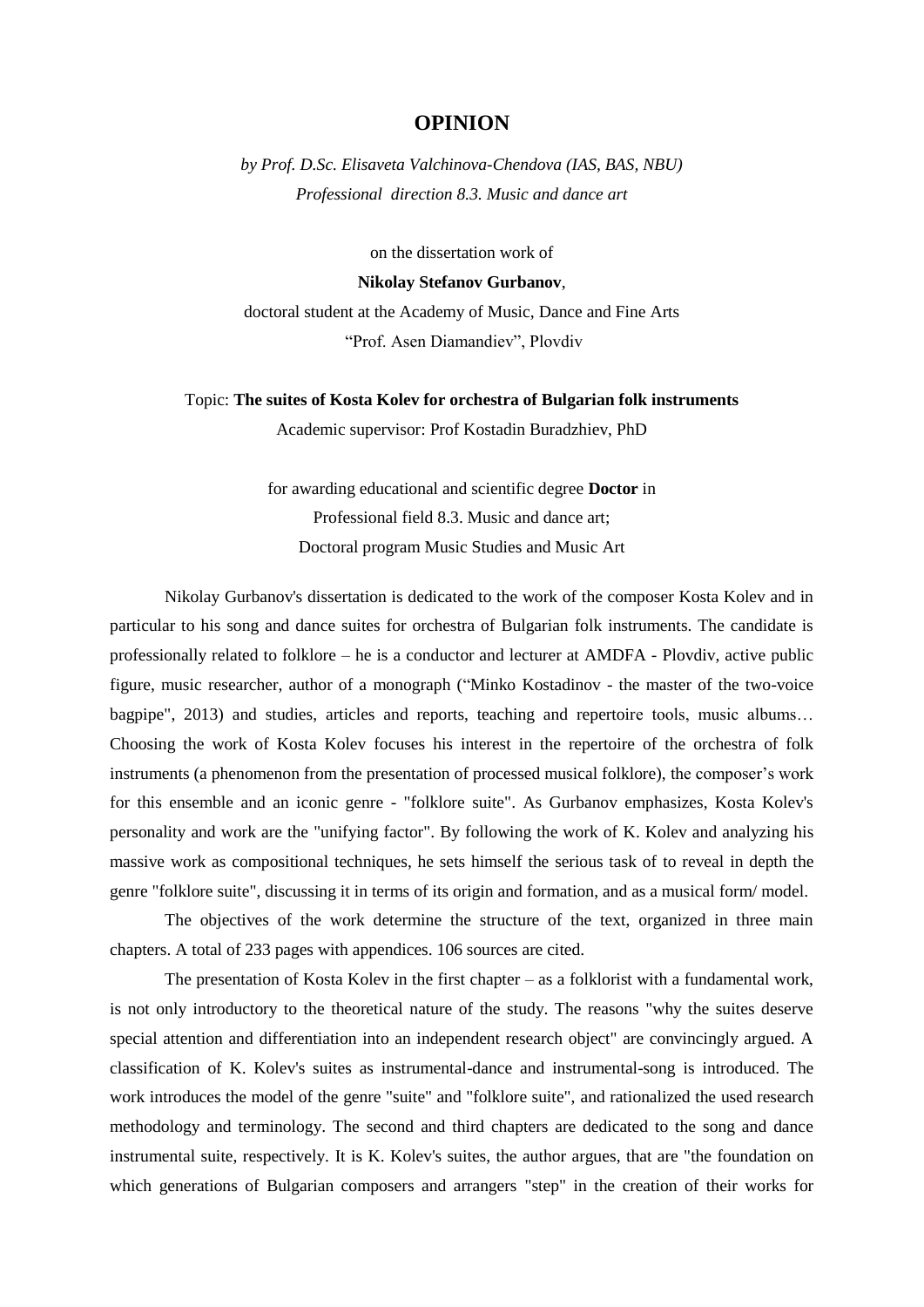# OPINION

*by Prof. D.Sc. Elisaveta Valchinova-Chendova (IAS, BAS, NBU)*
*Professional direction 8.3. Music and dance art*

on the dissertation work of

**Nikolay Stefanov Gurbanov**,

doctoral student at the Academy of Music, Dance and Fine Arts
"Prof. Asen Diamandiev", Plovdiv

Topic: **The suites of Kosta Kolev for orchestra of Bulgarian folk instruments**
Academic supervisor: Prof Kostadin Buradzhiev, PhD

for awarding educational and scientific degree **Doctor** in
Professional field 8.3. Music and dance art;
Doctoral program Music Studies and Music Art

Nikolay Gurbanov's dissertation is dedicated to the work of the composer Kosta Kolev and in particular to his song and dance suites for orchestra of Bulgarian folk instruments. The candidate is professionally related to folklore – he is a conductor and lecturer at AMDFA - Plovdiv, active public figure, music researcher, author of a monograph ("Minko Kostadinov - the master of the two-voice bagpipe", 2013) and studies, articles and reports, teaching and repertoire tools, music albums… Choosing the work of Kosta Kolev focuses his interest in the repertoire of the orchestra of folk instruments (a phenomenon from the presentation of processed musical folklore), the composer's work for this ensemble and an iconic genre - "folklore suite". As Gurbanov emphasizes, Kosta Kolev's personality and work are the "unifying factor". By following the work of K. Kolev and analyzing his massive work as compositional techniques, he sets himself the serious task of to reveal in depth the genre "folklore suite", discussing it in terms of its origin and formation, and as a musical form/ model.

The objectives of the work determine the structure of the text, organized in three main chapters. A total of 233 pages with appendices. 106 sources are cited.

The presentation of Kosta Kolev in the first chapter – as a folklorist with a fundamental work, is not only introductory to the theoretical nature of the study. The reasons "why the suites deserve special attention and differentiation into an independent research object" are convincingly argued. A classification of K. Kolev's suites as instrumental-dance and instrumental-song is introduced. The work introduces the model of the genre "suite" and "folklore suite", and rationalized the used research methodology and terminology. The second and third chapters are dedicated to the song and dance instrumental suite, respectively. It is K. Kolev's suites, the author argues, that are "the foundation on which generations of Bulgarian composers and arrangers "step" in the creation of their works for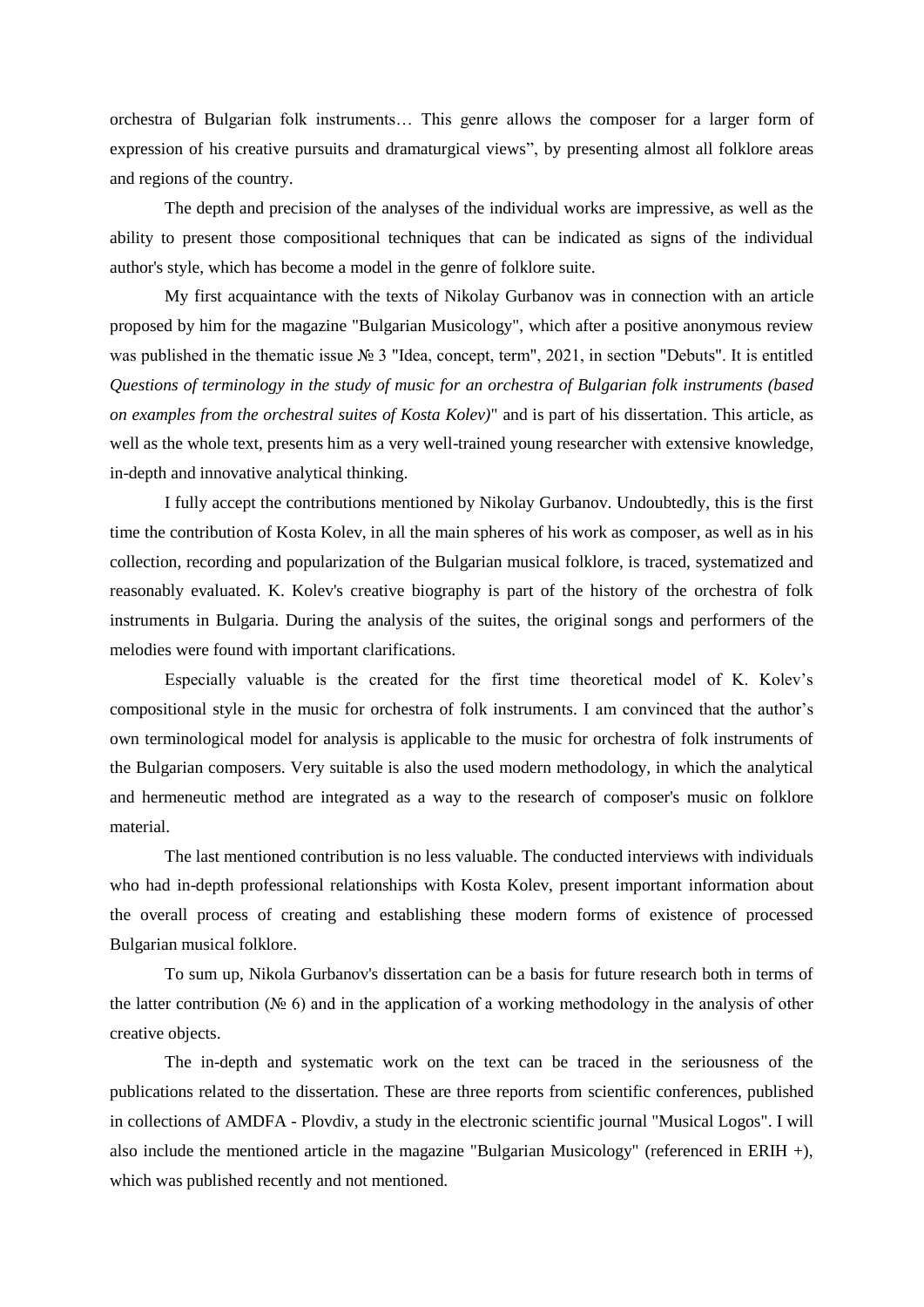orchestra of Bulgarian folk instruments… This genre allows the composer for a larger form of expression of his creative pursuits and dramaturgical views", by presenting almost all folklore areas and regions of the country.

The depth and precision of the analyses of the individual works are impressive, as well as the ability to present those compositional techniques that can be indicated as signs of the individual author's style, which has become a model in the genre of folklore suite.

My first acquaintance with the texts of Nikolay Gurbanov was in connection with an article proposed by him for the magazine "Bulgarian Musicology", which after a positive anonymous review was published in the thematic issue № 3 "Idea, concept, term", 2021, in section "Debuts". It is entitled *Questions of terminology in the study of music for an orchestra of Bulgarian folk instruments (based on examples from the orchestral suites of Kosta Kolev)*" and is part of his dissertation. This article, as well as the whole text, presents him as a very well-trained young researcher with extensive knowledge, in-depth and innovative analytical thinking.

I fully accept the contributions mentioned by Nikolay Gurbanov. Undoubtedly, this is the first time the contribution of Kosta Kolev, in all the main spheres of his work as composer, as well as in his collection, recording and popularization of the Bulgarian musical folklore, is traced, systematized and reasonably evaluated. K. Kolev's creative biography is part of the history of the orchestra of folk instruments in Bulgaria. During the analysis of the suites, the original songs and performers of the melodies were found with important clarifications.

Especially valuable is the created for the first time theoretical model of K. Kolev's compositional style in the music for orchestra of folk instruments. I am convinced that the author's own terminological model for analysis is applicable to the music for orchestra of folk instruments of the Bulgarian composers. Very suitable is also the used modern methodology, in which the analytical and hermeneutic method are integrated as a way to the research of composer's music on folklore material.

The last mentioned contribution is no less valuable. The conducted interviews with individuals who had in-depth professional relationships with Kosta Kolev, present important information about the overall process of creating and establishing these modern forms of existence of processed Bulgarian musical folklore.

To sum up, Nikola Gurbanov's dissertation can be a basis for future research both in terms of the latter contribution (№ 6) and in the application of a working methodology in the analysis of other creative objects.

The in-depth and systematic work on the text can be traced in the seriousness of the publications related to the dissertation. These are three reports from scientific conferences, published in collections of AMDFA - Plovdiv, a study in the electronic scientific journal "Musical Logos". I will also include the mentioned article in the magazine "Bulgarian Musicology" (referenced in ERIH +), which was published recently and not mentioned.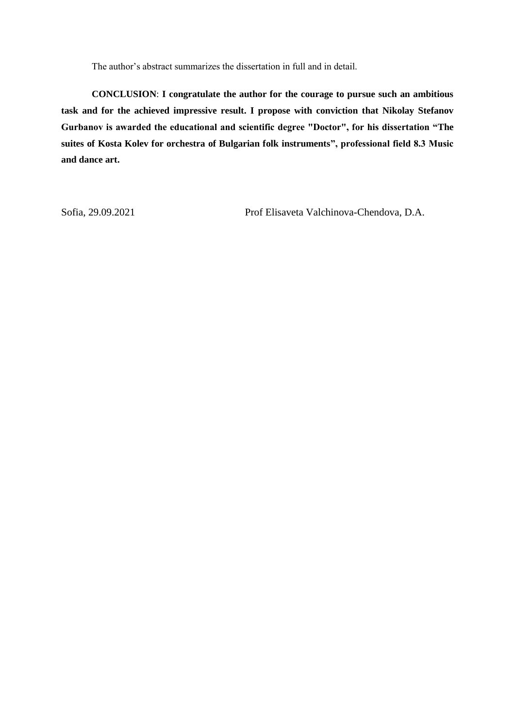The author's abstract summarizes the dissertation in full and in detail.

**CONCLUSION**: **I congratulate the author for the courage to pursue such an ambitious task and for the achieved impressive result. I propose with conviction that Nikolay Stefanov Gurbanov is awarded the educational and scientific degree "Doctor", for his dissertation "The suites of Kosta Kolev for orchestra of Bulgarian folk instruments", professional field 8.3 Music and dance art.**

Sofia, 29.09.2021 Prof Elisaveta Valchinova-Chendova, D.A.